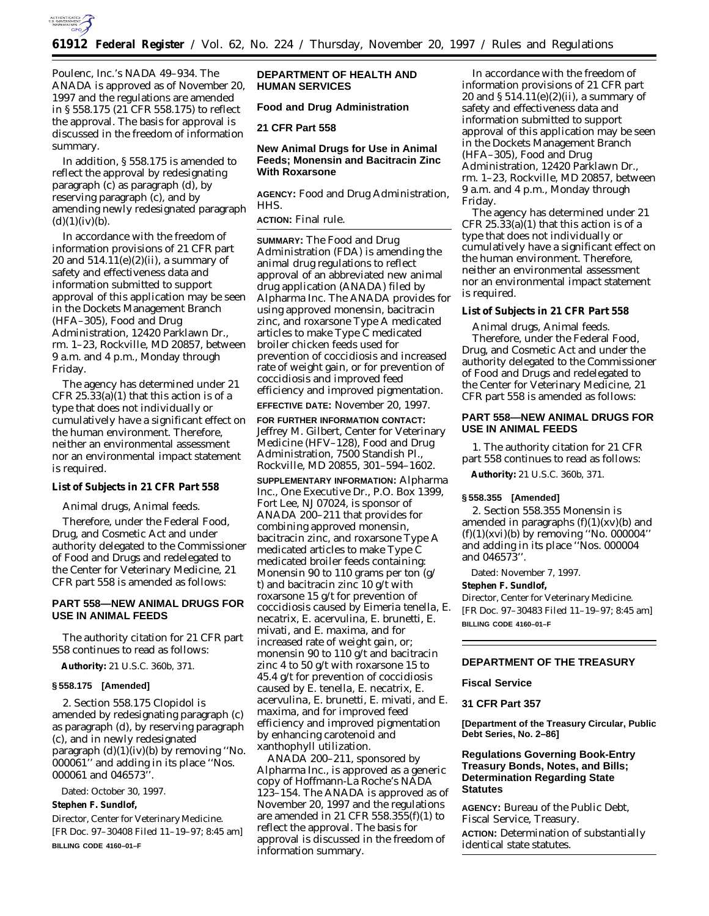Poulenc, Inc.'s NADA 49–934. The ANADA is approved as of November 20, 1997 and the regulations are amended in § 558.175 (21 CFR 558.175) to reflect the approval. The basis for approval is discussed in the freedom of information summary.

In addition, § 558.175 is amended to reflect the approval by redesignating paragraph (c) as paragraph (d), by reserving paragraph (c), and by amending newly redesignated paragraph (d)(1)(iv)(*b*).

In accordance with the freedom of information provisions of 21 CFR part 20 and 514.11(e)(2)(ii), a summary of safety and effectiveness data and information submitted to support approval of this application may be seen in the Dockets Management Branch (HFA–305), Food and Drug Administration, 12420 Parklawn Dr., rm. 1–23, Rockville, MD 20857, between 9 a.m. and 4 p.m., Monday through Friday.

The agency has determined under 21 CFR 25.33(a)(1) that this action is of a type that does not individually or cumulatively have a significant effect on the human environment. Therefore, neither an environmental assessment nor an environmental impact statement is required.

**List of Subjects in 21 CFR Part 558**

Animal drugs, Animal feeds.

Therefore, under the Federal Food, Drug, and Cosmetic Act and under authority delegated to the Commissioner of Food and Drugs and redelegated to the Center for Veterinary Medicine, 21 CFR part 558 is amended as follows:

## PART 558—NEW ANIMAL DRUGS FOR USE IN ANIMAL FEEDS

The authority citation for 21 CFR part 558 continues to read as follows:

**Authority:** 21 U.S.C. 360b, 371.

**§ 558.175 [Amended]**

2. Section 558.175 Clopidol is amended by redesignating paragraph (c) as paragraph (d), by reserving paragraph (c), and in newly redesignated paragraph (d)(1)(iv)(*b*) by removing ''No. 000061'' and adding in its place ''Nos. 000061 and 046573''.

Dated: October 30, 1997.

**Stephen F. Sundlof,**

*Director, Center for Veterinary Medicine.*

[FR Doc. 97–30408 Filed 11–19–97; 8:45 am]

**BILLING CODE 4160–01–F**

## DEPARTMENT OF HEALTH AND HUMAN SERVICES

## Food and Drug Administration

## 21 CFR Part 558

## New Animal Drugs for Use in Animal Feeds; Monensin and Bacitracin Zinc With Roxarsone

**AGENCY:** Food and Drug Administration, HHS.

**ACTION:** Final rule.

**SUMMARY:** The Food and Drug Administration (FDA) is amending the animal drug regulations to reflect approval of an abbreviated new animal drug application (ANADA) filed by Alpharma Inc. The ANADA provides for using approved monensin, bacitracin zinc, and roxarsone Type A medicated articles to make Type C medicated broiler chicken feeds used for prevention of coccidiosis and increased rate of weight gain, or for prevention of coccidiosis and improved feed efficiency and improved pigmentation.

**EFFECTIVE DATE:** November 20, 1997.

**FOR FURTHER INFORMATION CONTACT:** Jeffrey M. Gilbert, Center for Veterinary Medicine (HFV–128), Food and Drug Administration, 7500 Standish Pl., Rockville, MD 20855, 301–594–1602.

**SUPPLEMENTARY INFORMATION:** Alpharma Inc., One Executive Dr., P.O. Box 1399, Fort Lee, NJ 07024, is sponsor of ANADA 200–211 that provides for combining approved monensin, bacitracin zinc, and roxarsone Type A medicated articles to make Type C medicated broiler feeds containing: Monensin 90 to 110 grams per ton (g/t) and bacitracin zinc 10 g/t with roxarsone 15 g/t for prevention of coccidiosis caused by *Eimeria tenella*, *E. necatrix*, *E. acervulina*, *E. brunetti*, *E. mivati*, and *E. maxima*, and for increased rate of weight gain, or; monensin 90 to 110 g/t and bacitracin zinc 4 to 50 g/t with roxarsone 15 to 45.4 g/t for prevention of coccidiosis caused by *E. tenella*, *E. necatrix*, *E. acervulina*, *E. brunetti*, *E. mivati*, and *E. maxima*, and for improved feed efficiency and improved pigmentation by enhancing carotenoid and xanthophyll utilization.

ANADA 200–211, sponsored by Alpharma Inc., is approved as a generic copy of Hoffmann-La Roche's NADA 123–154. The ANADA is approved as of November 20, 1997 and the regulations are amended in 21 CFR 558.355(f)(1) to reflect the approval. The basis for approval is discussed in the freedom of information summary.

In accordance with the freedom of information provisions of 21 CFR part 20 and § 514.11(e)(2)(ii), a summary of safety and effectiveness data and information submitted to support approval of this application may be seen in the Dockets Management Branch (HFA–305), Food and Drug Administration, 12420 Parklawn Dr., rm. 1–23, Rockville, MD 20857, between 9 a.m. and 4 p.m., Monday through Friday.

The agency has determined under 21 CFR 25.33(a)(1) that this action is of a type that does not individually or cumulatively have a significant effect on the human environment. Therefore, neither an environmental assessment nor an environmental impact statement is required.

**List of Subjects in 21 CFR Part 558**

Animal drugs, Animal feeds.

Therefore, under the Federal Food, Drug, and Cosmetic Act and under the authority delegated to the Commissioner of Food and Drugs and redelegated to the Center for Veterinary Medicine, 21 CFR part 558 is amended as follows:

## PART 558—NEW ANIMAL DRUGS FOR USE IN ANIMAL FEEDS

1. The authority citation for 21 CFR part 558 continues to read as follows:

**Authority:** 21 U.S.C. 360b, 371.

**§ 558.355 [Amended]**

2. Section 558.355 Monensin is amended in paragraphs (f)(1)(xv)(*b*) and (f)(1)(xvi)(*b*) by removing ''No. 000004'' and adding in its place ''Nos. 000004 and 046573''.

Dated: November 7, 1997.

**Stephen F. Sundlof,**

*Director, Center for Veterinary Medicine.*

[FR Doc. 97–30483 Filed 11–19–97; 8:45 am]

**BILLING CODE 4160–01–F**

## DEPARTMENT OF THE TREASURY

## Fiscal Service

## 31 CFR Part 357

**[Department of the Treasury Circular, Public Debt Series, No. 2–86]**

## Regulations Governing Book-Entry Treasury Bonds, Notes, and Bills; Determination Regarding State Statutes

**AGENCY:** Bureau of the Public Debt, Fiscal Service, Treasury.

**ACTION:** Determination of substantially identical state statutes.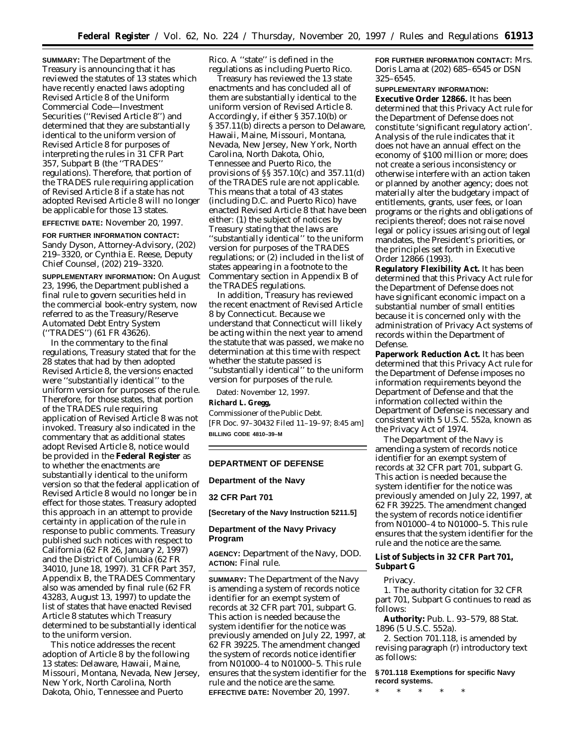**SUMMARY:** The Department of the Treasury is announcing that it has reviewed the statutes of 13 states which have recently enacted laws adopting Revised Article 8 of the Uniform Commercial Code—Investment Securities (''Revised Article 8'') and determined that they are substantially identical to the uniform version of Revised Article 8 for purposes of interpreting the rules in 31 CFR Part 357, Subpart B (the ''TRADES'' regulations). Therefore, that portion of the TRADES rule requiring application of Revised Article 8 if a state has not adopted Revised Article 8 will no longer be applicable for those 13 states.

**EFFECTIVE DATE:** November 20, 1997.

**FOR FURTHER INFORMATION CONTACT:** Sandy Dyson, Attorney-Advisory, (202) 219–3320, or Cynthia E. Reese, Deputy Chief Counsel, (202) 219–3320.

**SUPPLEMENTARY INFORMATION:** On August 23, 1996, the Department published a final rule to govern securities held in the commercial book-entry system, now referred to as the Treasury/Reserve Automated Debt Entry System (''TRADES'') (61 FR 43626).

In the commentary to the final regulations, Treasury stated that for the 28 states that had by then adopted Revised Article 8, the versions enacted were ''substantially identical'' to the uniform version for purposes of the rule. Therefore, for those states, that portion of the TRADES rule requiring application of Revised Article 8 was not invoked. Treasury also indicated in the commentary that as additional states adopt Revised Article 8, notice would be provided in the **Federal Register** as to whether the enactments are substantially identical to the uniform version so that the federal application of Revised Article 8 would no longer be in effect for those states. Treasury adopted this approach in an attempt to provide certainty in application of the rule in response to public comments. Treasury published such notices with respect to California (62 FR 26, January 2, 1997) and the District of Columbia (62 FR 34010, June 18, 1997). 31 CFR Part 357, Appendix B, the TRADES Commentary also was amended by final rule (62 FR 43283, August 13, 1997) to update the list of states that have enacted Revised Article 8 statutes which Treasury determined to be substantially identical to the uniform version.

This notice addresses the recent adoption of Article 8 by the following 13 states: Delaware, Hawaii, Maine, Missouri, Montana, Nevada, New Jersey, New York, North Carolina, North Dakota, Ohio, Tennessee and Puerto Rico. A ''state'' is defined in the regulations as including Puerto Rico.

Treasury has reviewed the 13 state enactments and has concluded all of them are substantially identical to the uniform version of Revised Article 8. Accordingly, if either § 357.10(b) or § 357.11(b) directs a person to Delaware, Hawaii, Maine, Missouri, Montana, Nevada, New Jersey, New York, North Carolina, North Dakota, Ohio, Tennessee and Puerto Rico, the provisions of §§ 357.10(c) and 357.11(d) of the TRADES rule are not applicable. This means that a total of 43 states (including D.C. and Puerto Rico) have enacted Revised Article 8 that have been either: (1) the subject of notices by Treasury stating that the laws are ''substantially identical'' to the uniform version for purposes of the TRADES regulations; or (2) included in the list of states appearing in a footnote to the Commentary section in Appendix B of the TRADES regulations.

In addition, Treasury has reviewed the recent enactment of Revised Article 8 by Connecticut. Because we understand that Connecticut will likely be acting within the next year to amend the statute that was passed, we make no determination at this time with respect whether the statute passed is ''substantially identical'' to the uniform version for purposes of the rule.

Dated: November 12, 1997.

**Richard L. Gregg,**

*Commissioner of the Public Debt.*

[FR Doc. 97–30432 Filed 11–19–97; 8:45 am]

**BILLING CODE 4810–39–M**

## DEPARTMENT OF DEFENSE

### Department of the Navy

### 32 CFR Part 701

**[Secretary of the Navy Instruction 5211.5]**

### Department of the Navy Privacy Program

**AGENCY:** Department of the Navy, DOD.

**ACTION:** Final rule.

**SUMMARY:** The Department of the Navy is amending a system of records notice identifier for an exempt system of records at 32 CFR part 701, subpart G. This action is needed because the system identifier for the notice was previously amended on July 22, 1997, at 62 FR 39225. The amendment changed the system of records notice identifier from N01000–4 to N01000–5. This rule ensures that the system identifier for the rule and the notice are the same.

**EFFECTIVE DATE:** November 20, 1997.

**FOR FURTHER INFORMATION CONTACT:** Mrs. Doris Lama at (202) 685–6545 or DSN 325–6545.

**SUPPLEMENTARY INFORMATION:**

**Executive Order 12866.** It has been determined that this Privacy Act rule for the Department of Defense does not constitute 'significant regulatory action'. Analysis of the rule indicates that it does not have an annual effect on the economy of $100 million or more; does not create a serious inconsistency or otherwise interfere with an action taken or planned by another agency; does not materially alter the budgetary impact of entitlements, grants, user fees, or loan programs or the rights and obligations of recipients thereof; does not raise novel legal or policy issues arising out of legal mandates, the President's priorities, or the principles set forth in Executive Order 12866 (1993).

**Regulatory Flexibility Act.** It has been determined that this Privacy Act rule for the Department of Defense does not have significant economic impact on a substantial number of small entities because it is concerned only with the administration of Privacy Act systems of records within the Department of Defense.

**Paperwork Reduction Act.** It has been determined that this Privacy Act rule for the Department of Defense imposes no information requirements beyond the Department of Defense and that the information collected within the Department of Defense is necessary and consistent with 5 U.S.C. 552a, known as the Privacy Act of 1974.

The Department of the Navy is amending a system of records notice identifier for an exempt system of records at 32 CFR part 701, subpart G. This action is needed because the system identifier for the notice was previously amended on July 22, 1997, at 62 FR 39225. The amendment changed the system of records notice identifier from N01000–4 to N01000–5. This rule ensures that the system identifier for the rule and the notice are the same.

### List of Subjects in 32 CFR Part 701, Subpart G

Privacy.

1. The authority citation for 32 CFR part 701, Subpart G continues to read as follows:

**Authority:** Pub. L. 93–579, 88 Stat. 1896 (5 U.S.C. 552a).

2. Section 701.118, is amended by revising paragraph (r) introductory text as follows:

**§ 701.118 Exemptions for specific Navy record systems.**

\* \* \* \* \*